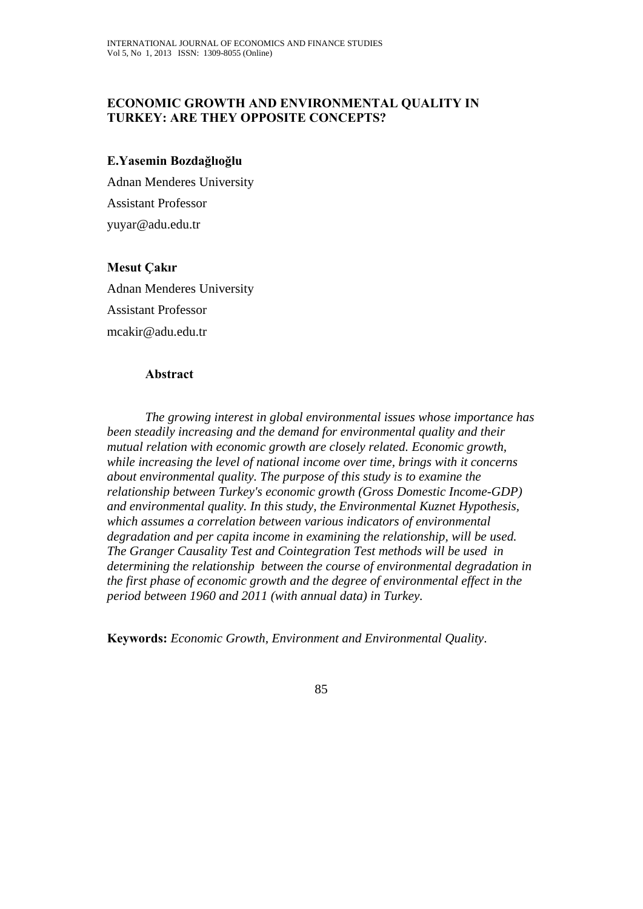# ECONOMIC GROWTH AND ENVIRONMENTAL QUALITY IN TURKEY: ARE THEY OPPOSITE CONCEPTS?

**E.Yasemin Bozdağlıoğlu**

Adnan Menderes University

Assistant Professor

yuyar@adu.edu.tr

**Mesut Çakır**

Adnan Menderes University

Assistant Professor

mcakir@adu.edu.tr

## Abstract

*The growing interest in global environmental issues whose importance has been steadily increasing and the demand for environmental quality and their mutual relation with economic growth are closely related. Economic growth, while increasing the level of national income over time, brings with it concerns about environmental quality. The purpose of this study is to examine the relationship between Turkey's economic growth (Gross Domestic Income-GDP) and environmental quality. In this study, the Environmental Kuznet Hypothesis, which assumes a correlation between various indicators of environmental degradation and per capita income in examining the relationship, will be used. The Granger Causality Test and Cointegration Test methods will be used in determining the relationship between the course of environmental degradation in the first phase of economic growth and the degree of environmental effect in the period between 1960 and 2011 (with annual data) in Turkey.*

**Keywords:** *Economic Growth, Environment and Environmental Quality*.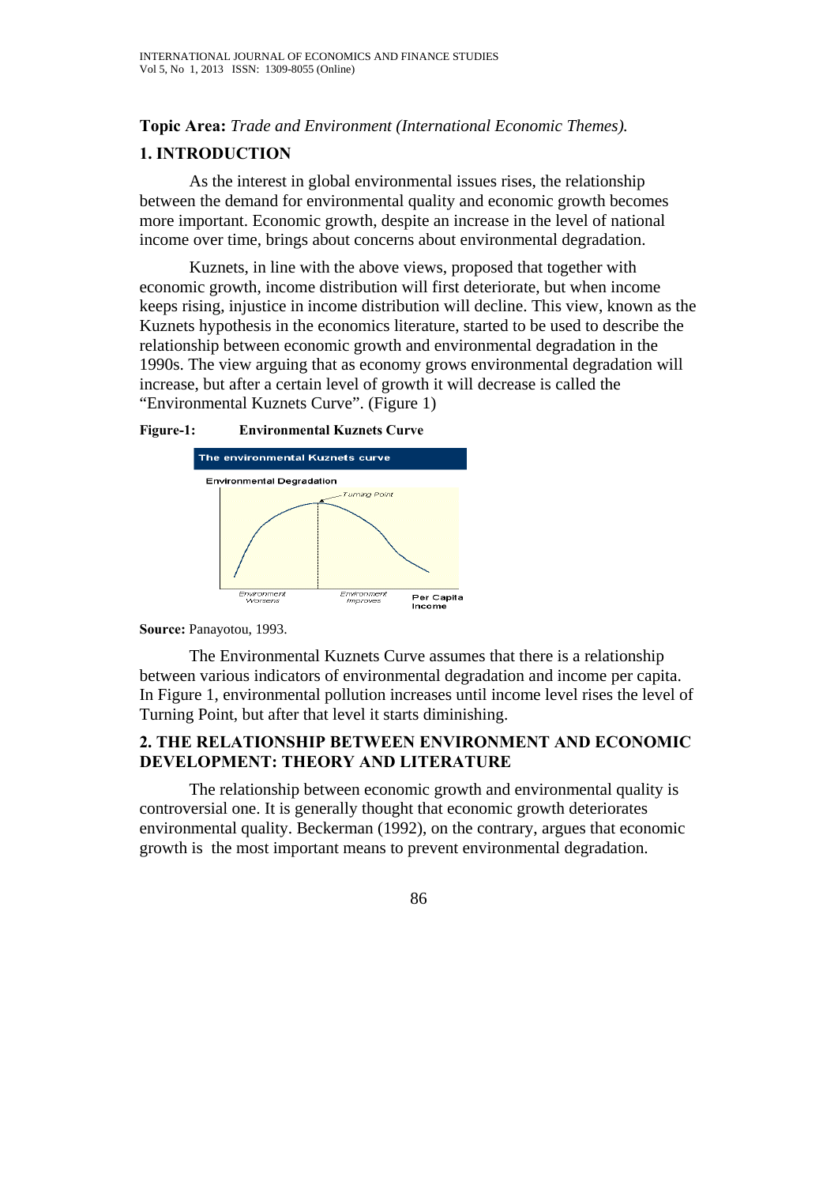**Topic Area:** *Trade and Environment (International Economic Themes).*

## 1. INTRODUCTION

As the interest in global environmental issues rises, the relationship between the demand for environmental quality and economic growth becomes more important. Economic growth, despite an increase in the level of national income over time, brings about concerns about environmental degradation.

Kuznets, in line with the above views, proposed that together with economic growth, income distribution will first deteriorate, but when income keeps rising, injustice in income distribution will decline. This view, known as the Kuznets hypothesis in the economics literature, started to be used to describe the relationship between economic growth and environmental degradation in the 1990s. The view arguing that as economy grows environmental degradation will increase, but after a certain level of growth it will decrease is called the "Environmental Kuznets Curve". (Figure 1)

**Figure-1: Environmental Kuznets Curve**

**Source:** Panayotou, 1993.

The Environmental Kuznets Curve assumes that there is a relationship between various indicators of environmental degradation and income per capita. In Figure 1, environmental pollution increases until income level rises the level of Turning Point, but after that level it starts diminishing.

## 2. THE RELATIONSHIP BETWEEN ENVIRONMENT AND ECONOMIC DEVELOPMENT: THEORY AND LITERATURE

The relationship between economic growth and environmental quality is controversial one. It is generally thought that economic growth deteriorates environmental quality. Beckerman (1992), on the contrary, argues that economic growth is the most important means to prevent environmental degradation.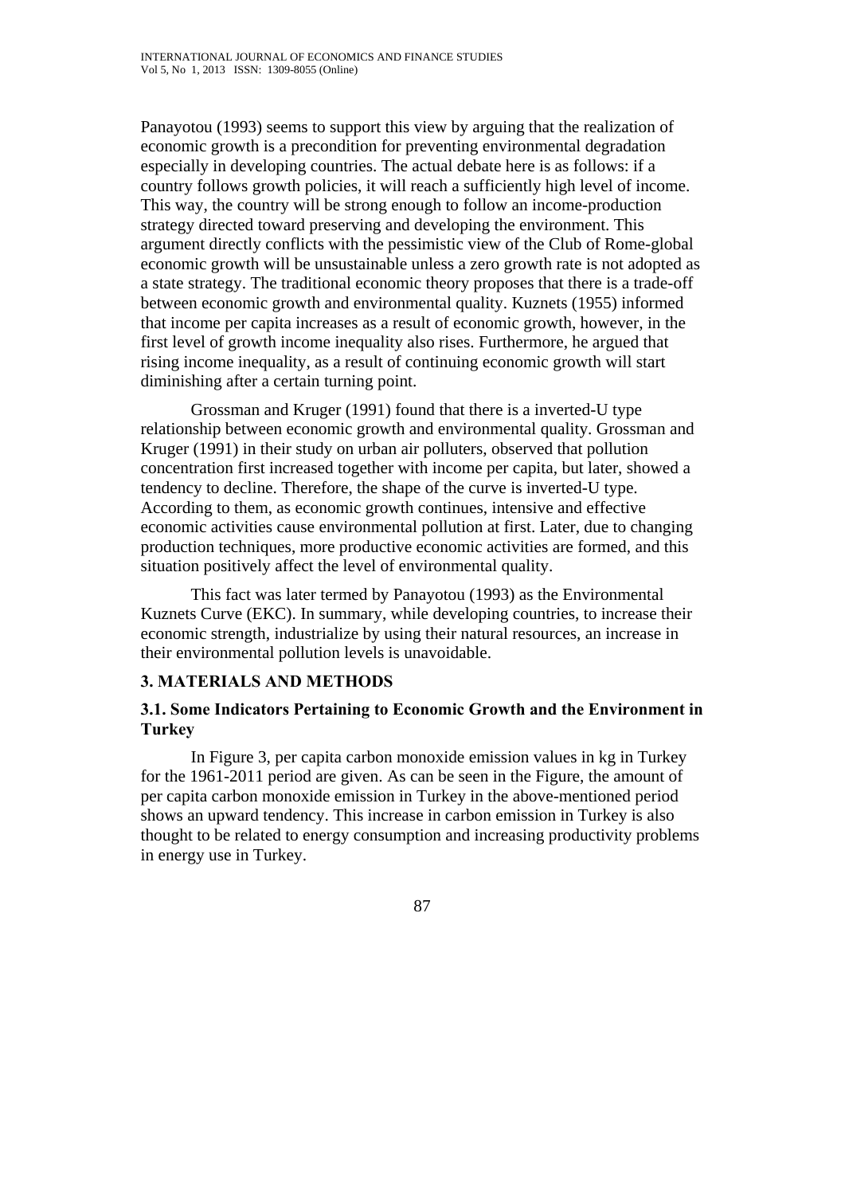Panayotou (1993) seems to support this view by arguing that the realization of economic growth is a precondition for preventing environmental degradation especially in developing countries. The actual debate here is as follows: if a country follows growth policies, it will reach a sufficiently high level of income. This way, the country will be strong enough to follow an income-production strategy directed toward preserving and developing the environment. This argument directly conflicts with the pessimistic view of the Club of Rome-global economic growth will be unsustainable unless a zero growth rate is not adopted as a state strategy. The traditional economic theory proposes that there is a trade-off between economic growth and environmental quality. Kuznets (1955) informed that income per capita increases as a result of economic growth, however, in the first level of growth income inequality also rises. Furthermore, he argued that rising income inequality, as a result of continuing economic growth will start diminishing after a certain turning point.

Grossman and Kruger (1991) found that there is a inverted-U type relationship between economic growth and environmental quality. Grossman and Kruger (1991) in their study on urban air polluters, observed that pollution concentration first increased together with income per capita, but later, showed a tendency to decline. Therefore, the shape of the curve is inverted-U type. According to them, as economic growth continues, intensive and effective economic activities cause environmental pollution at first. Later, due to changing production techniques, more productive economic activities are formed, and this situation positively affect the level of environmental quality.

This fact was later termed by Panayotou (1993) as the Environmental Kuznets Curve (EKC). In summary, while developing countries, to increase their economic strength, industrialize by using their natural resources, an increase in their environmental pollution levels is unavoidable.

## 3. MATERIALS AND METHODS

### 3.1. Some Indicators Pertaining to Economic Growth and the Environment in Turkey

In Figure 3, per capita carbon monoxide emission values in kg in Turkey for the 1961-2011 period are given. As can be seen in the Figure, the amount of per capita carbon monoxide emission in Turkey in the above-mentioned period shows an upward tendency. This increase in carbon emission in Turkey is also thought to be related to energy consumption and increasing productivity problems in energy use in Turkey.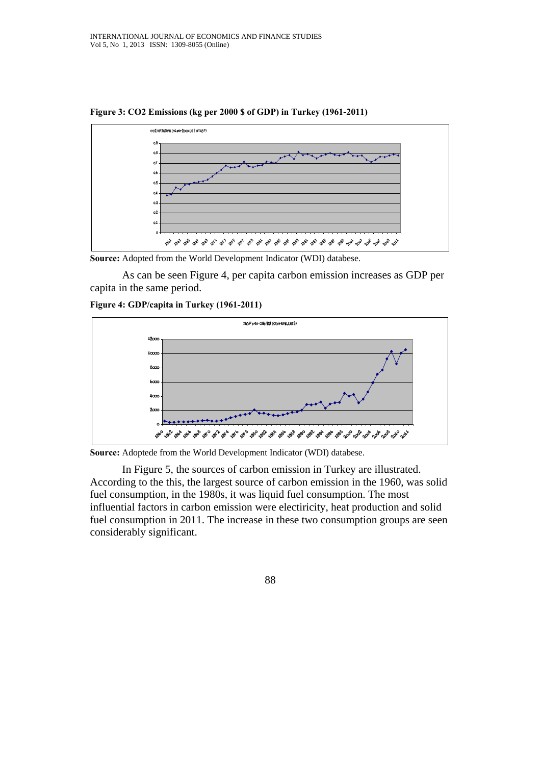**Figure 3: CO2 Emissions (kg per 2000 $ of GDP) in Turkey (1961-2011)**

**Source:** Adopted from the World Development Indicator (WDI) databese.

As can be seen Figure 4, per capita carbon emission increases as GDP per capita in the same period.

**Figure 4: GDP/capita in Turkey (1961-2011)**

**Source:** Adoptede from the World Development Indicator (WDI) databese.

In Figure 5, the sources of carbon emission in Turkey are illustrated. According to the this, the largest source of carbon emission in the 1960, was solid fuel consumption, in the 1980s, it was liquid fuel consumption. The most influential factors in carbon emission were electiricity, heat production and solid fuel consumption in 2011. The increase in these two consumption groups are seen considerably significant.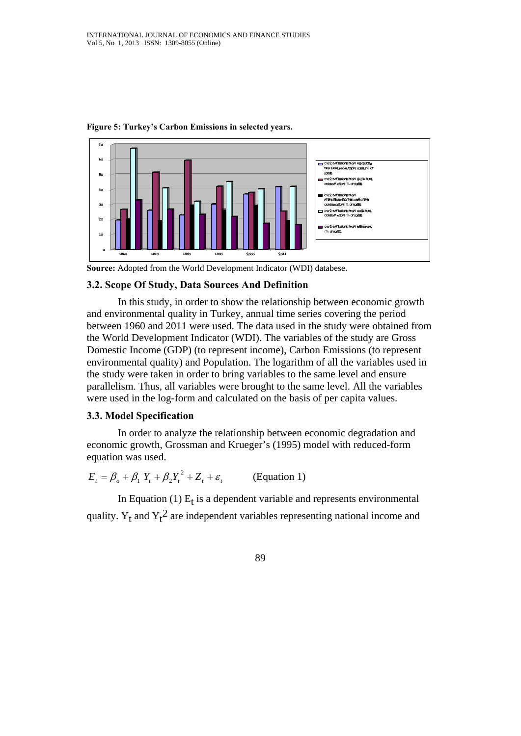**Figure 5: Turkey's Carbon Emissions in selected years.**

**Source:** Adopted from the World Development Indicator (WDI) databese.

### 3.2. Scope Of Study, Data Sources And Definition

In this study, in order to show the relationship between economic growth and environmental quality in Turkey, annual time series covering the period between 1960 and 2011 were used. The data used in the study were obtained from the World Development Indicator (WDI). The variables of the study are Gross Domestic Income (GDP) (to represent income), Carbon Emissions (to represent environmental quality) and Population. The logarithm of all the variables used in the study were taken in order to bring variables to the same level and ensure parallelism. Thus, all variables were brought to the same level. All the variables were used in the log-form and calculated on the basis of per capita values.

### 3.3. Model Specification

In order to analyze the relationship between economic degradation and economic growth, Grossman and Krueger's (1995) model with reduced-form equation was used.

$$E_t = \beta_o + \beta_1 Y_t + \beta_2 Y_t^2 + Z_t + \varepsilon_t \qquad \text{(Equation 1)}$$

In Equation (1) $E_t$ is a dependent variable and represents environmental quality. $Y_t$ and $Y_t^2$ are independent variables representing national income and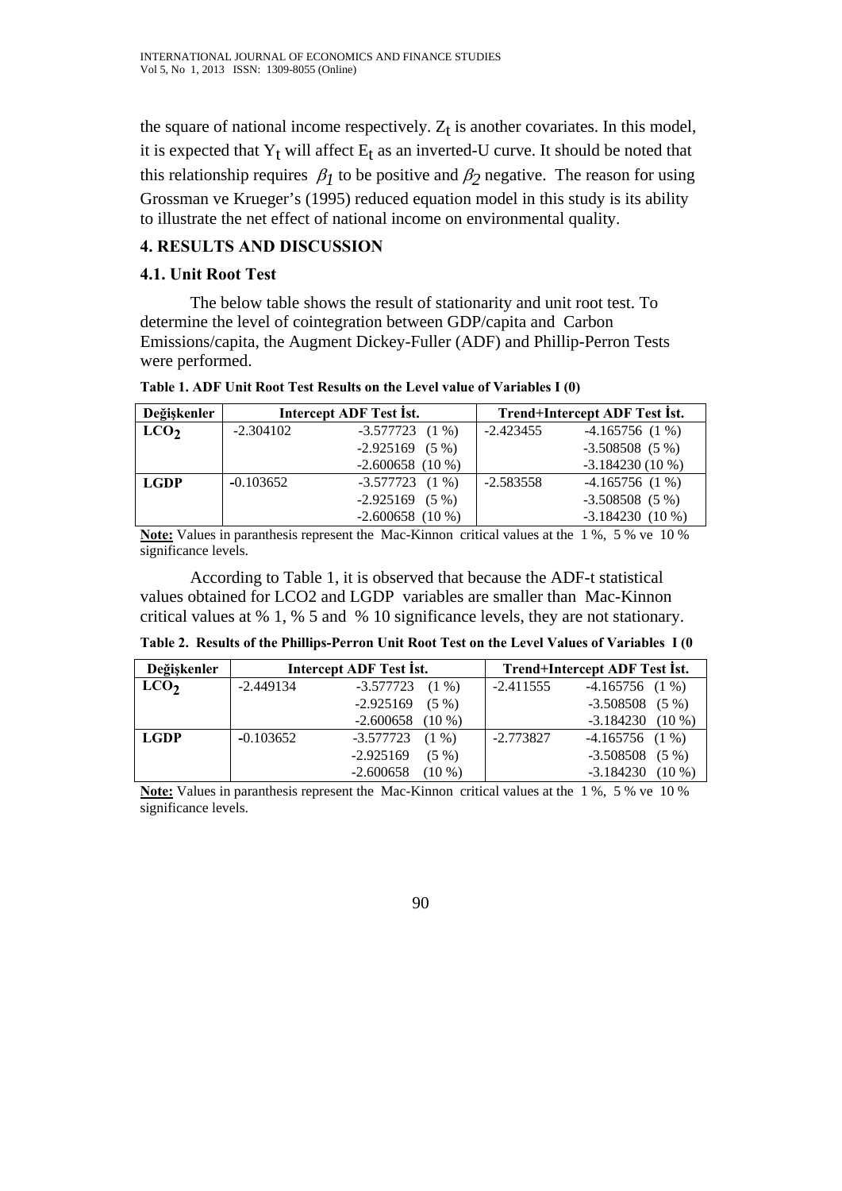the square of national income respectively. $Z_t$ is another covariates. In this model, it is expected that $Y_t$ will affect $E_t$ as an inverted-U curve. It should be noted that this relationship requires $\beta_1$ to be positive and $\beta_2$ negative. The reason for using Grossman ve Krueger's (1995) reduced equation model in this study is its ability to illustrate the net effect of national income on environmental quality.

## 4. RESULTS AND DISCUSSION

### 4.1. Unit Root Test

The below table shows the result of stationarity and unit root test. To determine the level of cointegration between GDP/capita and Carbon Emissions/capita, the Augment Dickey-Fuller (ADF) and Phillip-Perron Tests were performed.

**Table 1. ADF Unit Root Test Results on the Level value of Variables I (0)**

| Değişkenler | Intercept ADF Test İst. | | Trend+Intercept ADF Test İst. | |
|---|---|---|---|---|
| **$LCO_2$** | -2.304102 | -3.577723 (1 %) | -2.423455 | -4.165756 (1 %) |
| | | -2.925169 (5 %) | | -3.508508 (5 %) |
| | | -2.600658 (10 %) | | -3.184230 (10 %) |
| **LGDP** | -0.103652 | -3.577723 (1 %) | -2.583558 | -4.165756 (1 %) |
| | | -2.925169 (5 %) | | -3.508508 (5 %) |
| | | -2.600658 (10 %) | | -3.184230 (10 %) |

**Note:** Values in paranthesis represent the Mac-Kinnon critical values at the 1 %, 5 % ve 10 % significance levels.

According to Table 1, it is observed that because the ADF-t statistical values obtained for LCO2 and LGDP variables are smaller than Mac-Kinnon critical values at % 1, % 5 and % 10 significance levels, they are not stationary.

**Table 2. Results of the Phillips-Perron Unit Root Test on the Level Values of Variables I (0**

| Değişkenler | Intercept ADF Test İst. | | Trend+Intercept ADF Test İst. | |
|---|---|---|---|---|
| **$LCO_2$** | -2.449134 | -3.577723 (1 %) | -2.411555 | -4.165756 (1 %) |
| | | -2.925169 (5 %) | | -3.508508 (5 %) |
| | | -2.600658 (10 %) | | -3.184230 (10 %) |
| **LGDP** | -0.103652 | -3.577723 (1 %) | -2.773827 | -4.165756 (1 %) |
| | | -2.925169 (5 %) | | -3.508508 (5 %) |
| | | -2.600658 (10 %) | | -3.184230 (10 %) |

**Note:** Values in paranthesis represent the Mac-Kinnon critical values at the 1 %, 5 % ve 10 % significance levels.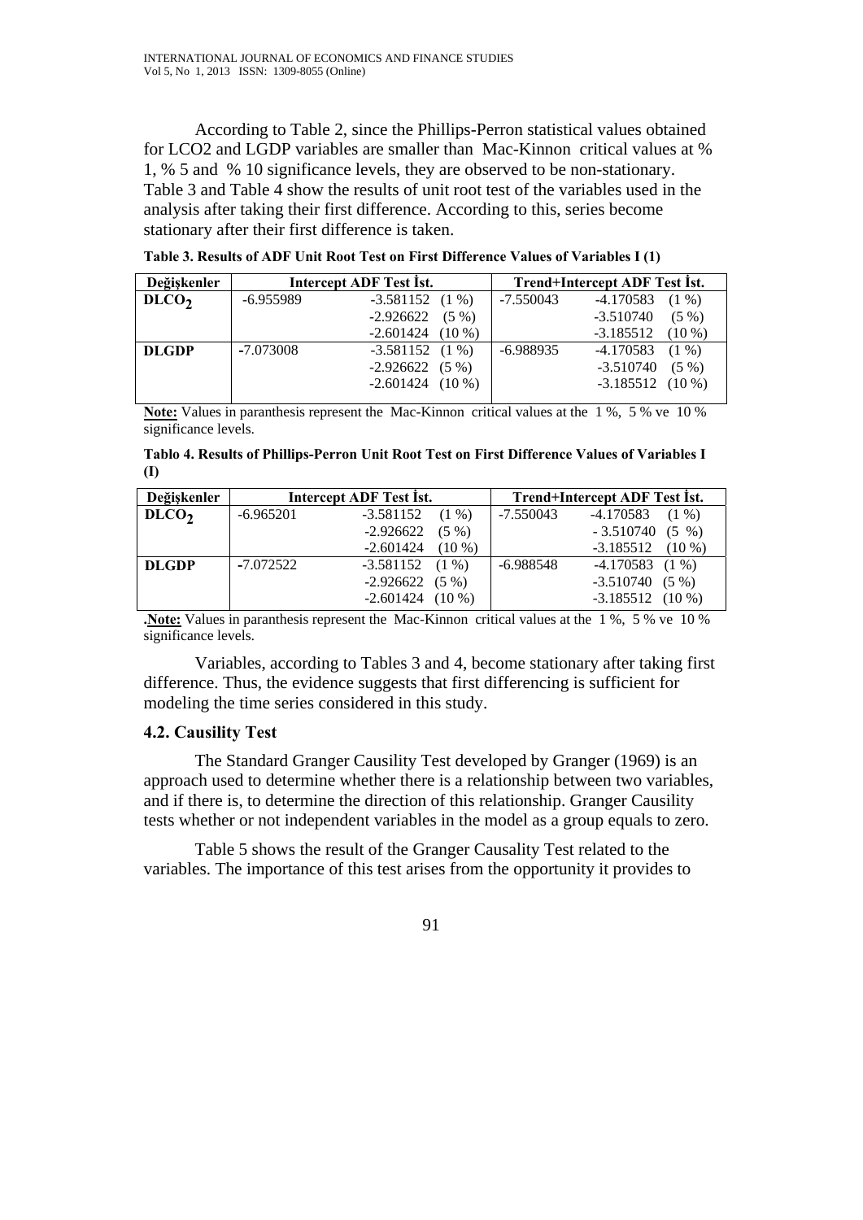According to Table 2, since the Phillips-Perron statistical values obtained for LCO2 and LGDP variables are smaller than Mac-Kinnon critical values at % 1, % 5 and % 10 significance levels, they are observed to be non-stationary. Table 3 and Table 4 show the results of unit root test of the variables used in the analysis after taking their first difference. According to this, series become stationary after their first difference is taken.

**Table 3. Results of ADF Unit Root Test on First Difference Values of Variables I (1)**

| Değişkenler | Intercept ADF Test İst. | | Trend+Intercept ADF Test İst. | |
|---|---|---|---|---|
| **$DLCO_2$** | -6.955989 | -3.581152 (1 %) | -7.550043 | -4.170583 (1 %) |
| | | -2.926622 (5 %) | | -3.510740 (5 %) |
| | | -2.601424 (10 %) | | -3.185512 (10 %) |
| **DLGDP** | -7.073008 | -3.581152 (1 %) | -6.988935 | -4.170583 (1 %) |
| | | -2.926622 (5 %) | | -3.510740 (5 %) |
| | | -2.601424 (10 %) | | -3.185512 (10 %) |

**Note:** Values in paranthesis represent the Mac-Kinnon critical values at the 1 %, 5 % ve 10 % significance levels.

**Tablo 4. Results of Phillips-Perron Unit Root Test on First Difference Values of Variables I (I)**

| Değişkenler | Intercept ADF Test İst. | | Trend+Intercept ADF Test İst. | |
|---|---|---|---|---|
| **$DLCO_2$** | -6.965201 | -3.581152 (1 %) | -7.550043 | -4.170583 (1 %) |
| | | -2.926622 (5 %) | | - 3.510740 (5 %) |
| | | -2.601424 (10 %) | | -3.185512 (10 %) |
| **DLGDP** | -7.072522 | -3.581152 (1 %) | -6.988548 | -4.170583 (1 %) |
| | | -2.926622 (5 %) | | -3.510740 (5 %) |
| | | -2.601424 (10 %) | | -3.185512 (10 %) |

.**Note:** Values in paranthesis represent the Mac-Kinnon critical values at the 1 %, 5 % ve 10 % significance levels.

Variables, according to Tables 3 and 4, become stationary after taking first difference. Thus, the evidence suggests that first differencing is sufficient for modeling the time series considered in this study.

### 4.2. Causility Test

The Standard Granger Causility Test developed by Granger (1969) is an approach used to determine whether there is a relationship between two variables, and if there is, to determine the direction of this relationship. Granger Causility tests whether or not independent variables in the model as a group equals to zero.

Table 5 shows the result of the Granger Causality Test related to the variables. The importance of this test arises from the opportunity it provides to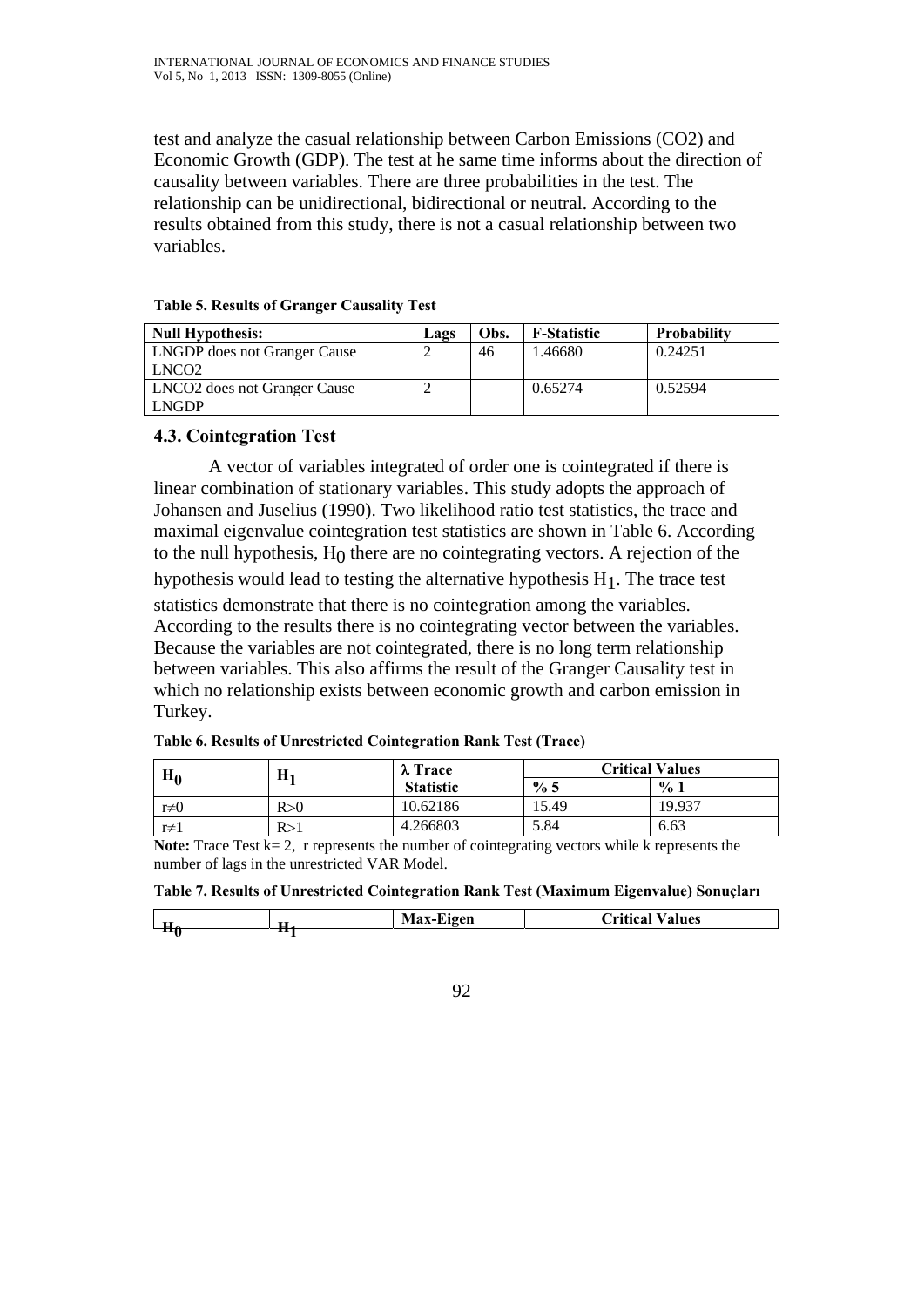test and analyze the casual relationship between Carbon Emissions ($CO_2$) and Economic Growth (GDP). The test at he same time informs about the direction of causality between variables. There are three probabilities in the test. The relationship can be unidirectional, bidirectional or neutral. According to the results obtained from this study, there is not a casual relationship between two variables.

**Table 5. Results of Granger Causality Test**

| Null Hypothesis: | Lags | Obs. | F-Statistic | Probability |
|---|---|---|---|---|
| LNGDP does not Granger Cause LNCO2 | 2 | 46 | 1.46680 | 0.24251 |
| LNCO2 does not Granger Cause LNGDP | 2 | | 0.65274 | 0.52594 |

### 4.3. Cointegration Test

A vector of variables integrated of order one is cointegrated if there is linear combination of stationary variables. This study adopts the approach of Johansen and Juselius (1990). Two likelihood ratio test statistics, the trace and maximal eigenvalue cointegration test statistics are shown in Table 6. According to the null hypothesis, $H_0$ there are no cointegrating vectors. A rejection of the hypothesis would lead to testing the alternative hypothesis $H_1$. The trace test statistics demonstrate that there is no cointegration among the variables. According to the results there is no cointegrating vector between the variables. Because the variables are not cointegrated, there is no long term relationship between variables. This also affirms the result of the Granger Causality test in which no relationship exists between economic growth and carbon emission in Turkey.

**Table 6. Results of Unrestricted Cointegration Rank Test (Trace)**

| $H_0$ | $H_1$ | $\lambda$ Trace Statistic | Critical Values | |
|---|---|---|---|---|
| | | | % 5 | % 1 |
| $r\neq0$ | R>0 | 10.62186 | 15.49 | 19.937 |
| $r\neq1$ | R>1 | 4.266803 | 5.84 | 6.63 |

**Note:** Trace Test k= 2, r represents the number of cointegrating vectors while k represents the number of lags in the unrestricted VAR Model.

**Table 7. Results of Unrestricted Cointegration Rank Test (Maximum Eigenvalue) Sonuçları**

| $H_0$ | $H_1$ | Max-Eigen | Critical Values |
|---|---|---|---|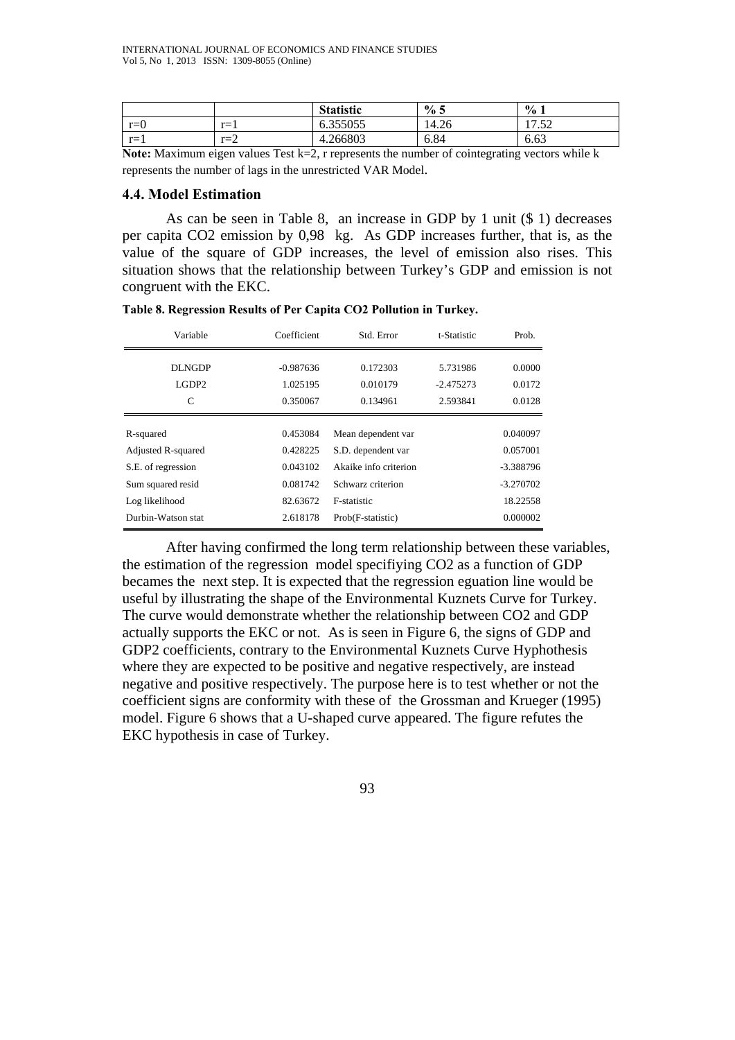|  |  | **Statistic** | **% 5** | **% 1** |
|---|---|---|---|---|
| r=0 | r=1 | 6.355055 | 14.26 | 17.52 |
| r=1 | r=2 | 4.266803 | 6.84 | 6.63 |

**Note:** Maximum eigen values Test k=2, r represents the number of cointegrating vectors while k represents the number of lags in the unrestricted VAR Model.

### 4.4. Model Estimation

As can be seen in Table 8, an increase in GDP by 1 unit ($ 1) decreases per capita CO2 emission by 0,98 kg. As GDP increases further, that is, as the value of the square of GDP increases, the level of emission also rises. This situation shows that the relationship between Turkey's GDP and emission is not congruent with the EKC.

**Table 8. Regression Results of Per Capita CO2 Pollution in Turkey.**

| Variable | Coefficient | Std. Error | t-Statistic | Prob. |
|---|---|---|---|---|
| DLNGDP | -0.987636 | 0.172303 | 5.731986 | 0.0000 |
| LGDP2 | 1.025195 | 0.010179 | -2.475273 | 0.0172 |
| C | 0.350067 | 0.134961 | 2.593841 | 0.0128 |
| R-squared | 0.453084 | Mean dependent var | | 0.040097 |
| Adjusted R-squared | 0.428225 | S.D. dependent var | | 0.057001 |
| S.E. of regression | 0.043102 | Akaike info criterion | | -3.388796 |
| Sum squared resid | 0.081742 | Schwarz criterion | | -3.270702 |
| Log likelihood | 82.63672 | F-statistic | | 18.22558 |
| Durbin-Watson stat | 2.618178 | Prob(F-statistic) | | 0.000002 |

After having confirmed the long term relationship between these variables, the estimation of the regression model specifiying CO2 as a function of GDP becames the next step. It is expected that the regression eguation line would be useful by illustrating the shape of the Environmental Kuznets Curve for Turkey. The curve would demonstrate whether the relationship between CO2 and GDP actually supports the EKC or not. As is seen in Figure 6, the signs of GDP and GDP2 coefficients, contrary to the Environmental Kuznets Curve Hyphothesis where they are expected to be positive and negative respectively, are instead negative and positive respectively. The purpose here is to test whether or not the coefficient signs are conformity with these of the Grossman and Krueger (1995) model. Figure 6 shows that a U-shaped curve appeared. The figure refutes the EKC hypothesis in case of Turkey.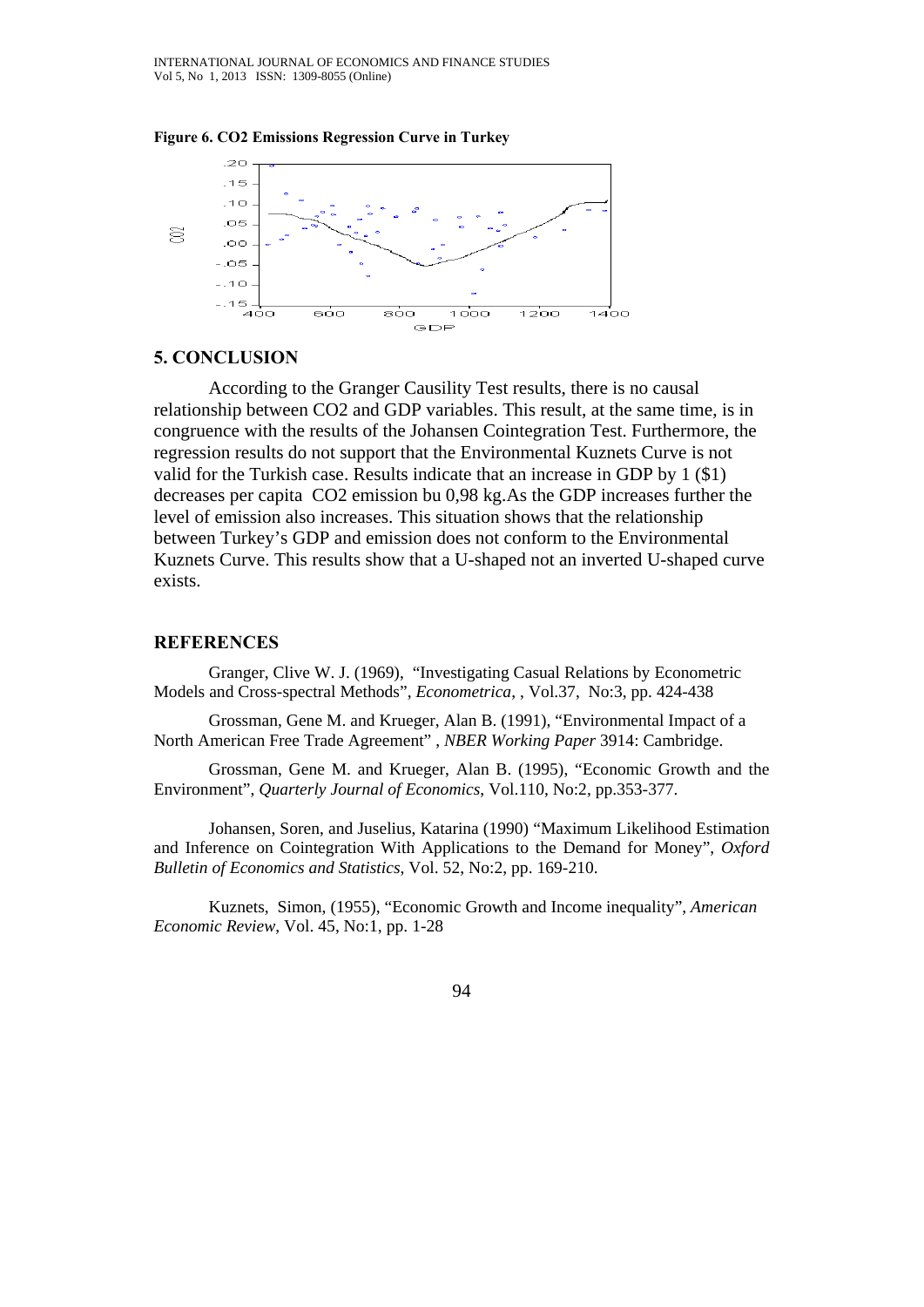**Figure 6. CO2 Emissions Regression Curve in Turkey**

## 5. CONCLUSION

According to the Granger Causility Test results, there is no causal relationship between CO2 and GDP variables. This result, at the same time, is in congruence with the results of the Johansen Cointegration Test. Furthermore, the regression results do not support that the Environmental Kuznets Curve is not valid for the Turkish case. Results indicate that an increase in GDP by 1 ($1) decreases per capita CO2 emission bu 0,98 kg.As the GDP increases further the level of emission also increases. This situation shows that the relationship between Turkey's GDP and emission does not conform to the Environmental Kuznets Curve. This results show that a U-shaped not an inverted U-shaped curve exists.

## REFERENCES

Granger, Clive W. J. (1969), "Investigating Casual Relations by Econometric Models and Cross-spectral Methods", *Econometrica*, , Vol.37, No:3, pp. 424-438

Grossman, Gene M. and Krueger, Alan B. (1991), "Environmental Impact of a North American Free Trade Agreement" , *NBER Working Paper* 3914: Cambridge.

Grossman, Gene M. and Krueger, Alan B. (1995), "Economic Growth and the Environment", *Quarterly Journal of Economics*, Vol.110, No:2, pp.353-377.

Johansen, Soren, and Juselius, Katarina (1990) "Maximum Likelihood Estimation and Inference on Cointegration With Applications to the Demand for Money", *Oxford Bulletin of Economics and Statistics*, Vol. 52, No:2, pp. 169-210.

Kuznets, Simon, (1955), "Economic Growth and Income inequality", *American Economic Review*, Vol. 45, No:1, pp. 1-28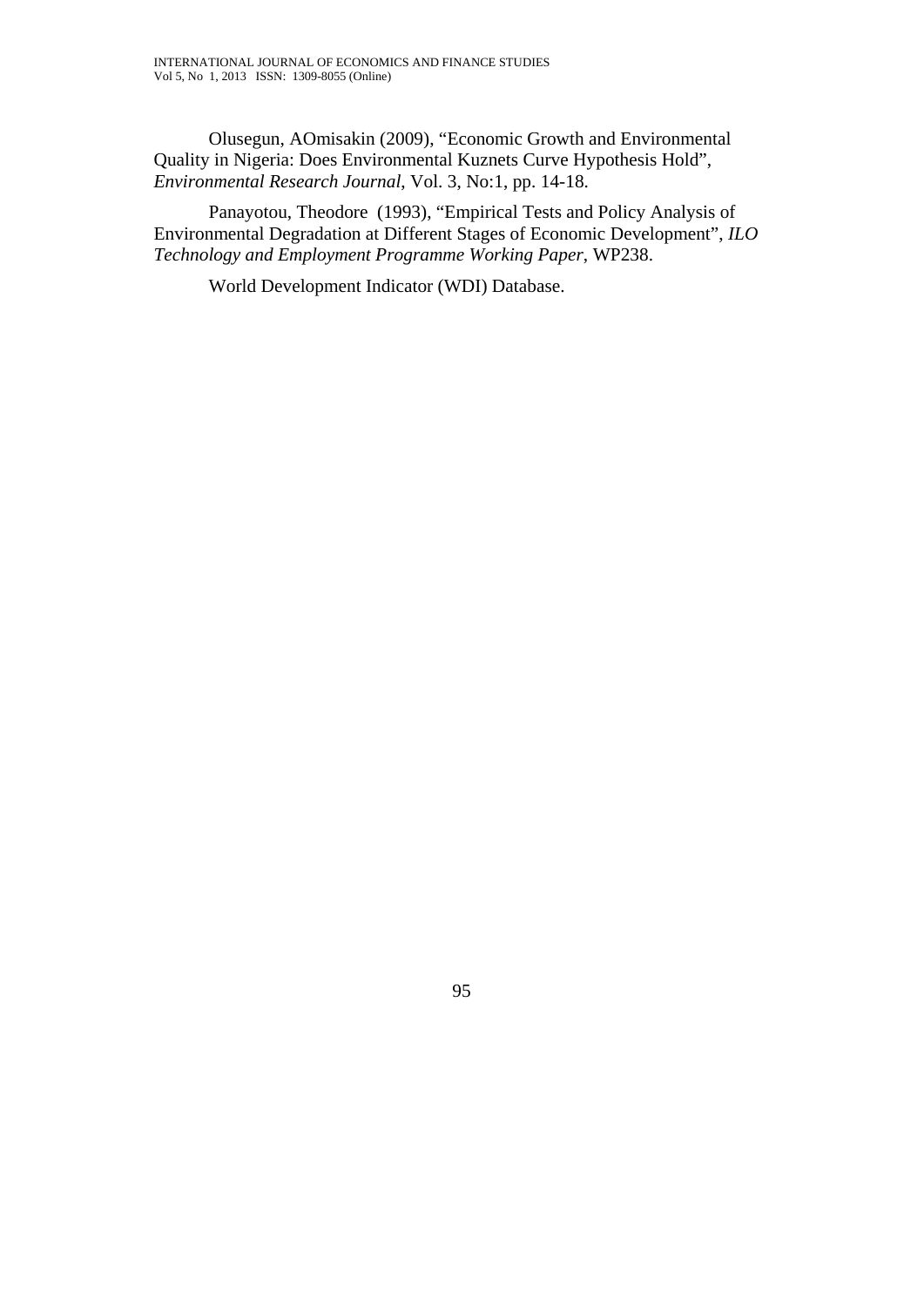Olusegun, AOmisakin (2009), "Economic Growth and Environmental Quality in Nigeria: Does Environmental Kuznets Curve Hypothesis Hold", *Environmental Research Journal*, Vol. 3, No:1, pp. 14-18.

Panayotou, Theodore (1993), "Empirical Tests and Policy Analysis of Environmental Degradation at Different Stages of Economic Development", *ILO Technology and Employment Programme Working Paper*, WP238.

World Development Indicator (WDI) Database.